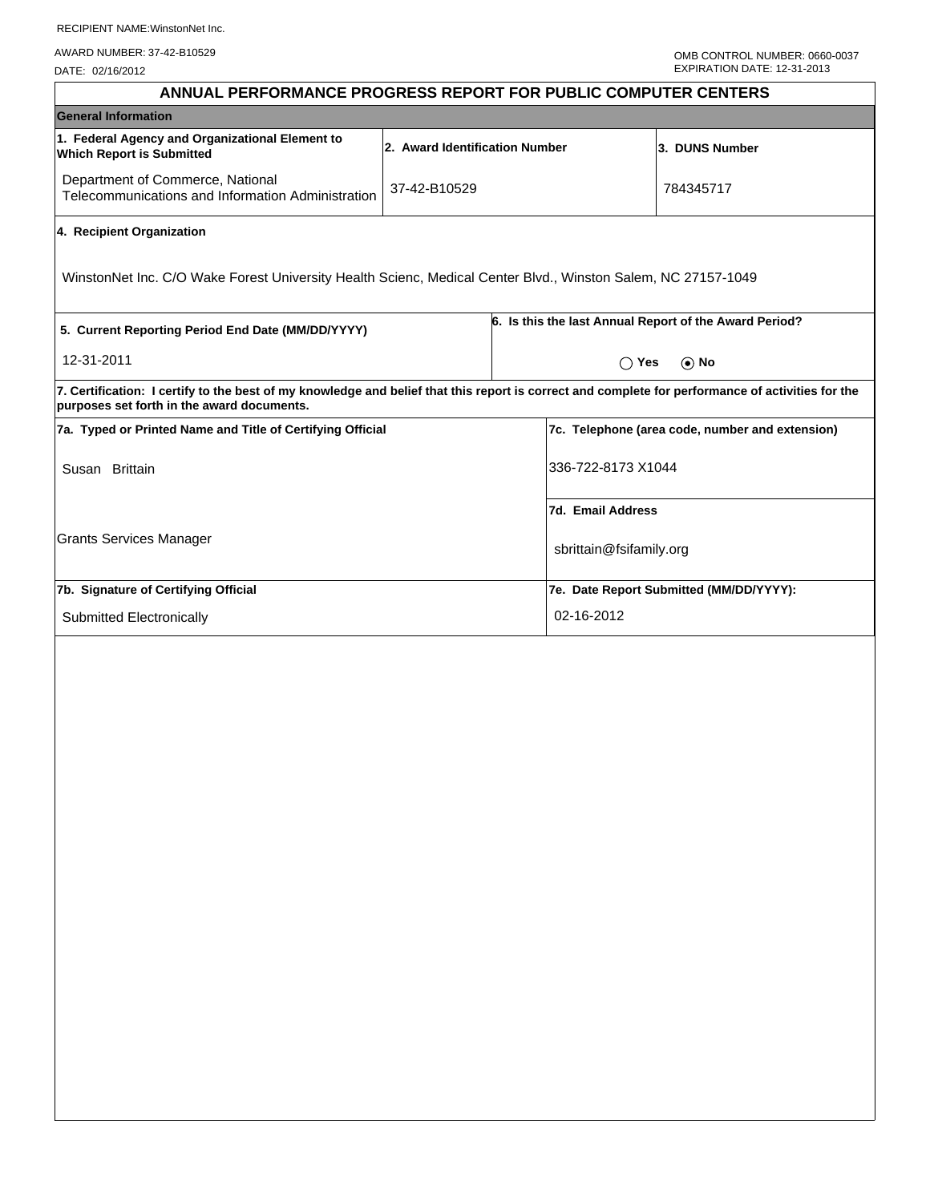RECIPIENT NAME:WinstonNet Inc.

AWARD NUMBER: 37-42-B10529

DATE: 02/16/2012

OMB CONTROL NUMBER: 0660-0037
EXPIRATION DATE: 12-31-2013

# ANNUAL PERFORMANCE PROGRESS REPORT FOR PUBLIC COMPUTER CENTERS

## General Information

| 1. Federal Agency and Organizational Element to Which Report is Submitted | 2. Award Identification Number | 3. DUNS Number |
|---|---|---|
| Department of Commerce, National Telecommunications and Information Administration | 37-42-B10529 | 784345717 |

**4. Recipient Organization**

WinstonNet Inc. C/O Wake Forest University Health Scienc, Medical Center Blvd., Winston Salem, NC 27157-1049

| 5. Current Reporting Period End Date (MM/DD/YYYY) | 6. Is this the last Annual Report of the Award Period? |
|---|---|
| 12-31-2011 | ◯ Yes ⦿ No |

**7. Certification: I certify to the best of my knowledge and belief that this report is correct and complete for performance of activities for the purposes set forth in the award documents.**

| 7a. Typed or Printed Name and Title of Certifying Official | 7c. Telephone (area code, number and extension) |
|---|---|
| Susan Brittain | 336-722-8173 X1044 |
| | **7d. Email Address** |
| Grants Services Manager | sbrittain@fsifamily.org |
| **7b. Signature of Certifying Official** | **7e. Date Report Submitted (MM/DD/YYYY):** |
| Submitted Electronically | 02-16-2012 |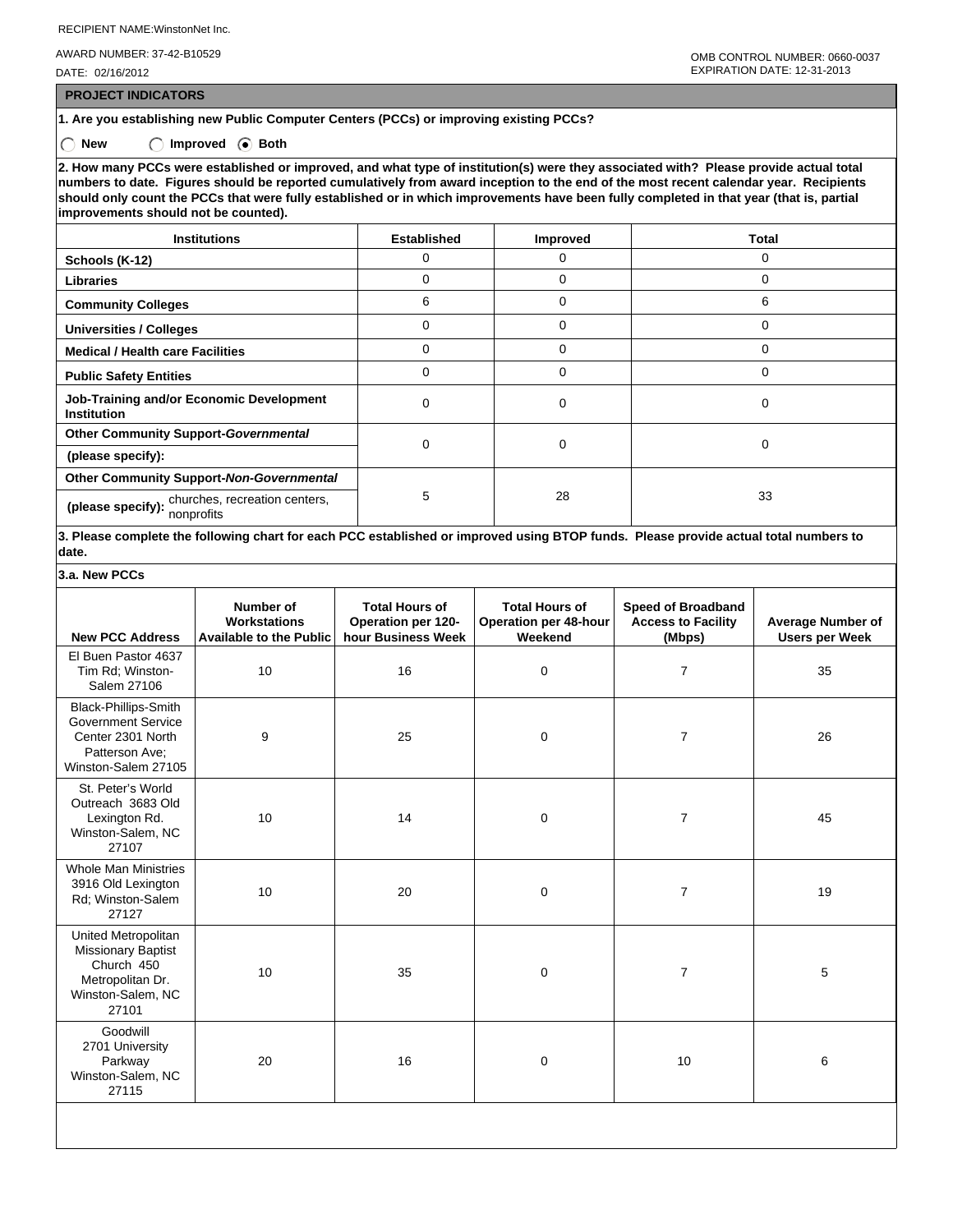RECIPIENT NAME:WinstonNet Inc.

AWARD NUMBER: 37-42-B10529

DATE: 02/16/2012

OMB CONTROL NUMBER: 0660-0037
EXPIRATION DATE: 12-31-2013

## PROJECT INDICATORS

**1. Are you establishing new Public Computer Centers (PCCs) or improving existing PCCs?**

◯ New ◯ Improved ◉ Both

**2. How many PCCs were established or improved, and what type of institution(s) were they associated with? Please provide actual total numbers to date. Figures should be reported cumulatively from award inception to the end of the most recent calendar year. Recipients should only count the PCCs that were fully established or in which improvements have been fully completed in that year (that is, partial improvements should not be counted).**

| Institutions | Established | Improved | Total |
|---|---|---|---|
| Schools (K-12) | 0 | 0 | 0 |
| Libraries | 0 | 0 | 0 |
| Community Colleges | 6 | 0 | 6 |
| Universities / Colleges | 0 | 0 | 0 |
| Medical / Health care Facilities | 0 | 0 | 0 |
| Public Safety Entities | 0 | 0 | 0 |
| Job-Training and/or Economic Development Institution | 0 | 0 | 0 |
| Other Community Support-*Governmental* (please specify): | 0 | 0 | 0 |
| Other Community Support-*Non-Governmental* (please specify): churches, recreation centers, nonprofits | 5 | 28 | 33 |

**3. Please complete the following chart for each PCC established or improved using BTOP funds. Please provide actual total numbers to date.**

**3.a. New PCCs**

| New PCC Address | Number of Workstations Available to the Public | Total Hours of Operation per 120-hour Business Week | Total Hours of Operation per 48-hour Weekend | Speed of Broadband Access to Facility (Mbps) | Average Number of Users per Week |
|---|---|---|---|---|---|
| El Buen Pastor 4637 Tim Rd; Winston-Salem 27106 | 10 | 16 | 0 | 7 | 35 |
| Black-Phillips-Smith Government Service Center 2301 North Patterson Ave; Winston-Salem 27105 | 9 | 25 | 0 | 7 | 26 |
| St. Peter's World Outreach 3683 Old Lexington Rd. Winston-Salem, NC 27107 | 10 | 14 | 0 | 7 | 45 |
| Whole Man Ministries 3916 Old Lexington Rd; Winston-Salem 27127 | 10 | 20 | 0 | 7 | 19 |
| United Metropolitan Missionary Baptist Church 450 Metropolitan Dr. Winston-Salem, NC 27101 | 10 | 35 | 0 | 7 | 5 |
| Goodwill 2701 University Parkway Winston-Salem, NC 27115 | 20 | 16 | 0 | 10 | 6 |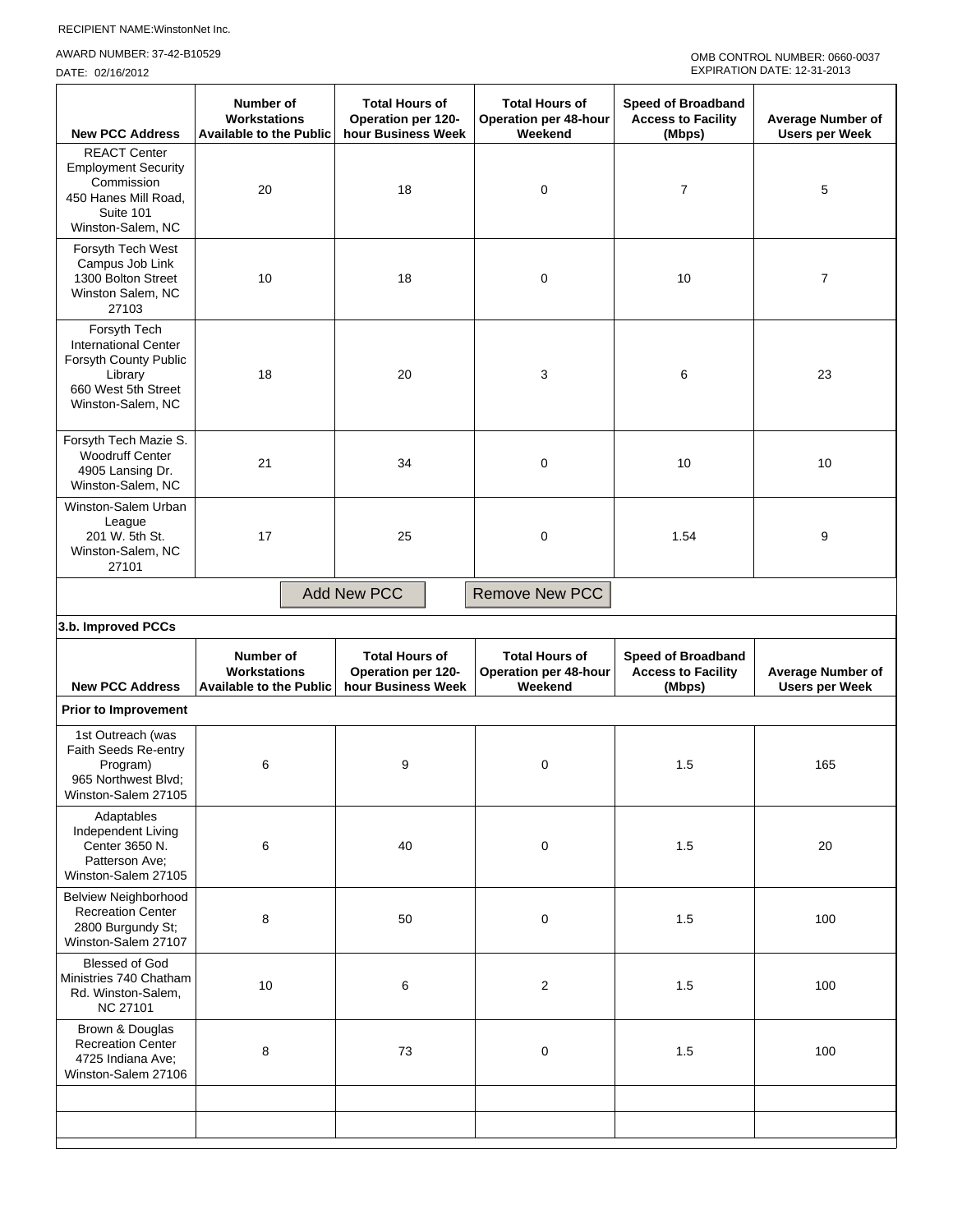RECIPIENT NAME:WinstonNet Inc.

AWARD NUMBER: 37-42-B10529

DATE: 02/16/2012

OMB CONTROL NUMBER: 0660-0037
EXPIRATION DATE: 12-31-2013

| New PCC Address | Number of Workstations Available to the Public | Total Hours of Operation per 120-hour Business Week | Total Hours of Operation per 48-hour Weekend | Speed of Broadband Access to Facility (Mbps) | Average Number of Users per Week |
|---|---|---|---|---|---|
| REACT Center Employment Security Commission 450 Hanes Mill Road, Suite 101 Winston-Salem, NC | 20 | 18 | 0 | 7 | 5 |
| Forsyth Tech West Campus Job Link 1300 Bolton Street Winston Salem, NC 27103 | 10 | 18 | 0 | 10 | 7 |
| Forsyth Tech International Center Forsyth County Public Library 660 West 5th Street Winston-Salem, NC | 18 | 20 | 3 | 6 | 23 |
| Forsyth Tech Mazie S. Woodruff Center 4905 Lansing Dr. Winston-Salem, NC | 21 | 34 | 0 | 10 | 10 |
| Winston-Salem Urban League 201 W. 5th St. Winston-Salem, NC 27101 | 17 | 25 | 0 | 1.54 | 9 |

Add New PCC | Remove New PCC

**3.b. Improved PCCs**

| New PCC Address | Number of Workstations Available to the Public | Total Hours of Operation per 120-hour Business Week | Total Hours of Operation per 48-hour Weekend | Speed of Broadband Access to Facility (Mbps) | Average Number of Users per Week |
|---|---|---|---|---|---|
| **Prior to Improvement** | | | | | |
| 1st Outreach (was Faith Seeds Re-entry Program) 965 Northwest Blvd; Winston-Salem 27105 | 6 | 9 | 0 | 1.5 | 165 |
| Adaptables Independent Living Center 3650 N. Patterson Ave; Winston-Salem 27105 | 6 | 40 | 0 | 1.5 | 20 |
| Belview Neighborhood Recreation Center 2800 Burgundy St; Winston-Salem 27107 | 8 | 50 | 0 | 1.5 | 100 |
| Blessed of God Ministries 740 Chatham Rd. Winston-Salem, NC 27101 | 10 | 6 | 2 | 1.5 | 100 |
| Brown & Douglas Recreation Center 4725 Indiana Ave; Winston-Salem 27106 | 8 | 73 | 0 | 1.5 | 100 |
| | | | | | |
| | | | | | |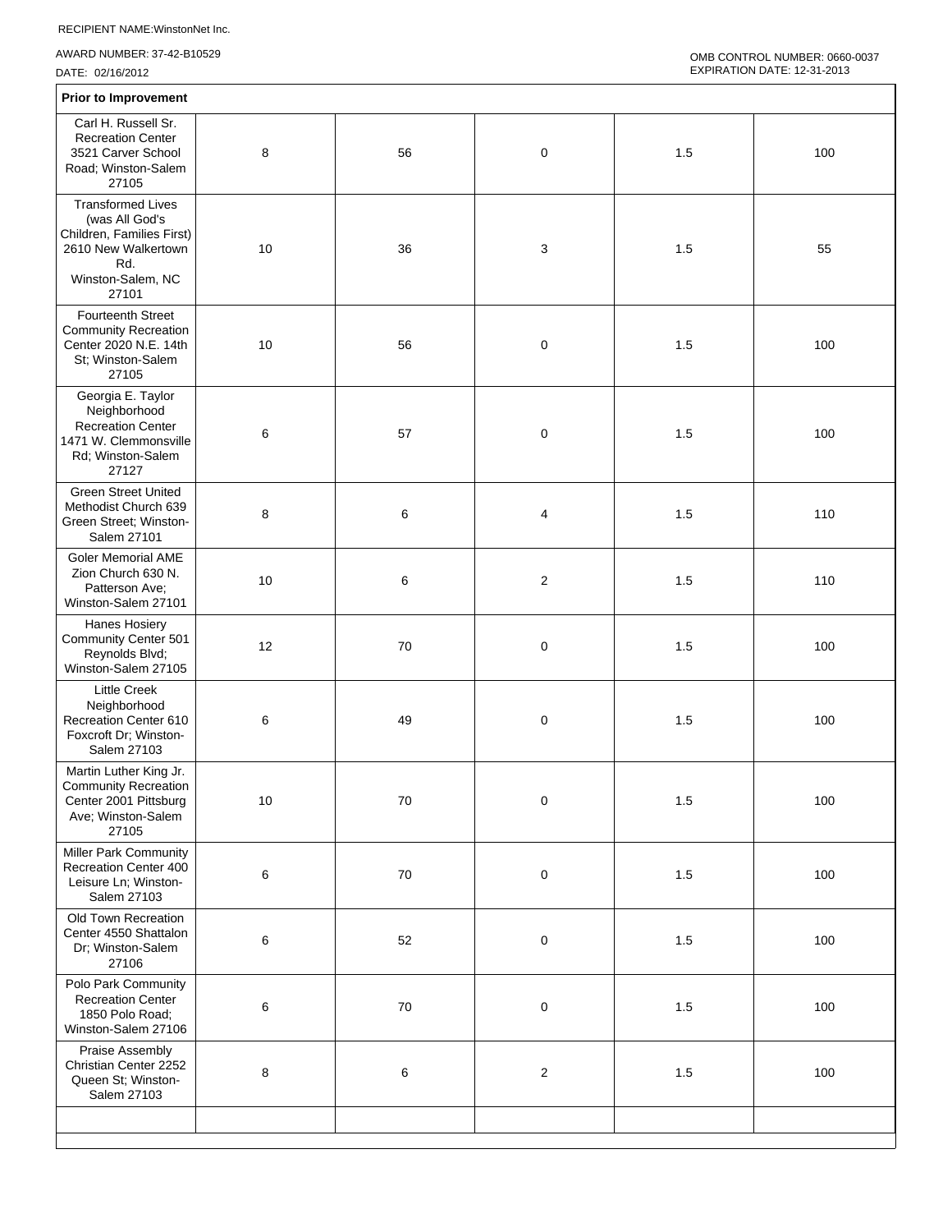RECIPIENT NAME:WinstonNet Inc.

AWARD NUMBER: 37-42-B10529

DATE: 02/16/2012

OMB CONTROL NUMBER: 0660-0037
EXPIRATION DATE: 12-31-2013

**Prior to Improvement**

| | | | | | |
|---|---|---|---|---|---|
| Carl H. Russell Sr. Recreation Center 3521 Carver School Road; Winston-Salem 27105 | 8 | 56 | 0 | 1.5 | 100 |
| Transformed Lives (was All God's Children, Families First) 2610 New Walkertown Rd. Winston-Salem, NC 27101 | 10 | 36 | 3 | 1.5 | 55 |
| Fourteenth Street Community Recreation Center 2020 N.E. 14th St; Winston-Salem 27105 | 10 | 56 | 0 | 1.5 | 100 |
| Georgia E. Taylor Neighborhood Recreation Center 1471 W. Clemmonsville Rd; Winston-Salem 27127 | 6 | 57 | 0 | 1.5 | 100 |
| Green Street United Methodist Church 639 Green Street; Winston-Salem 27101 | 8 | 6 | 4 | 1.5 | 110 |
| Goler Memorial AME Zion Church 630 N. Patterson Ave; Winston-Salem 27101 | 10 | 6 | 2 | 1.5 | 110 |
| Hanes Hosiery Community Center 501 Reynolds Blvd; Winston-Salem 27105 | 12 | 70 | 0 | 1.5 | 100 |
| Little Creek Neighborhood Recreation Center 610 Foxcroft Dr; Winston-Salem 27103 | 6 | 49 | 0 | 1.5 | 100 |
| Martin Luther King Jr. Community Recreation Center 2001 Pittsburg Ave; Winston-Salem 27105 | 10 | 70 | 0 | 1.5 | 100 |
| Miller Park Community Recreation Center 400 Leisure Ln; Winston-Salem 27103 | 6 | 70 | 0 | 1.5 | 100 |
| Old Town Recreation Center 4550 Shattalon Dr; Winston-Salem 27106 | 6 | 52 | 0 | 1.5 | 100 |
| Polo Park Community Recreation Center 1850 Polo Road; Winston-Salem 27106 | 6 | 70 | 0 | 1.5 | 100 |
| Praise Assembly Christian Center 2252 Queen St; Winston-Salem 27103 | 8 | 6 | 2 | 1.5 | 100 |
| | | | | | |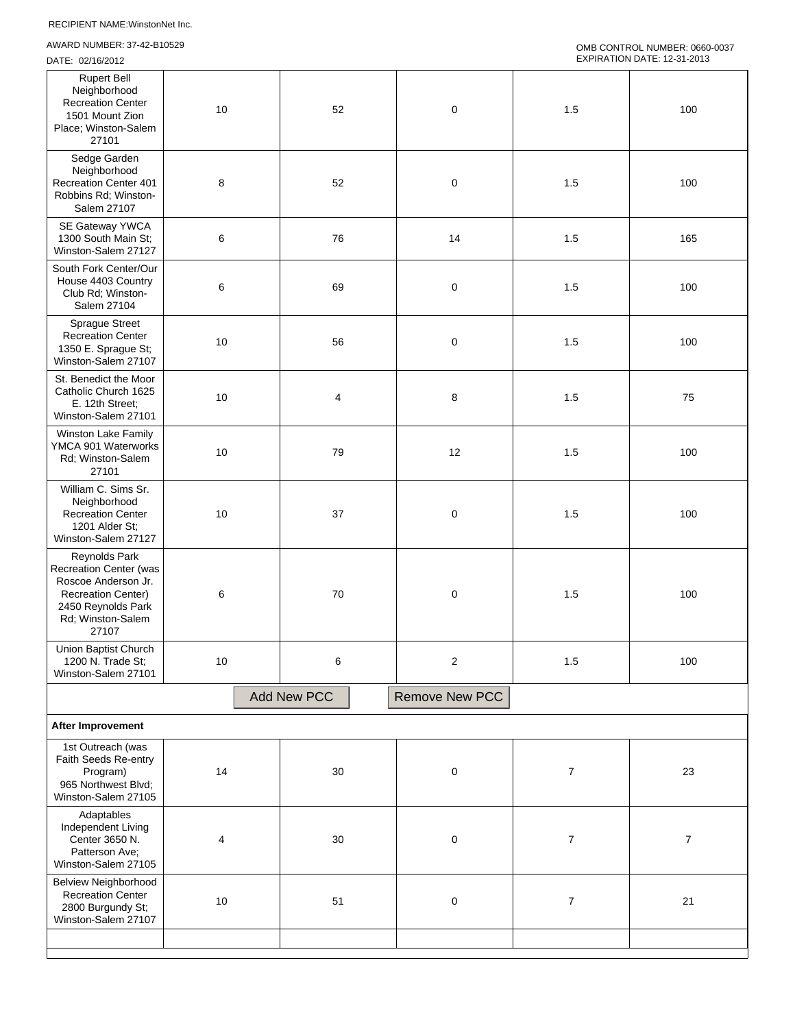RECIPIENT NAME:WinstonNet Inc.

AWARD NUMBER: 37-42-B10529

DATE: 02/16/2012

OMB CONTROL NUMBER: 0660-0037
EXPIRATION DATE: 12-31-2013

| | | | | | |
|---|---|---|---|---|---|
| Rupert Bell Neighborhood Recreation Center 1501 Mount Zion Place; Winston-Salem 27101 | 10 | 52 | 0 | 1.5 | 100 |
| Sedge Garden Neighborhood Recreation Center 401 Robbins Rd; Winston-Salem 27107 | 8 | 52 | 0 | 1.5 | 100 |
| SE Gateway YWCA 1300 South Main St; Winston-Salem 27127 | 6 | 76 | 14 | 1.5 | 165 |
| South Fork Center/Our House 4403 Country Club Rd; Winston-Salem 27104 | 6 | 69 | 0 | 1.5 | 100 |
| Sprague Street Recreation Center 1350 E. Sprague St; Winston-Salem 27107 | 10 | 56 | 0 | 1.5 | 100 |
| St. Benedict the Moor Catholic Church 1625 E. 12th Street; Winston-Salem 27101 | 10 | 4 | 8 | 1.5 | 75 |
| Winston Lake Family YMCA 901 Waterworks Rd; Winston-Salem 27101 | 10 | 79 | 12 | 1.5 | 100 |
| William C. Sims Sr. Neighborhood Recreation Center 1201 Alder St; Winston-Salem 27127 | 10 | 37 | 0 | 1.5 | 100 |
| Reynolds Park Recreation Center (was Roscoe Anderson Jr. Recreation Center) 2450 Reynolds Park Rd; Winston-Salem 27107 | 6 | 70 | 0 | 1.5 | 100 |
| Union Baptist Church 1200 N. Trade St; Winston-Salem 27101 | 10 | 6 | 2 | 1.5 | 100 |

Add New PCC | Remove New PCC

**After Improvement**

| | | | | | |
|---|---|---|---|---|---|
| 1st Outreach (was Faith Seeds Re-entry Program) 965 Northwest Blvd; Winston-Salem 27105 | 14 | 30 | 0 | 7 | 23 |
| Adaptables Independent Living Center 3650 N. Patterson Ave; Winston-Salem 27105 | 4 | 30 | 0 | 7 | 7 |
| Belview Neighborhood Recreation Center 2800 Burgundy St; Winston-Salem 27107 | 10 | 51 | 0 | 7 | 21 |
| | | | | | |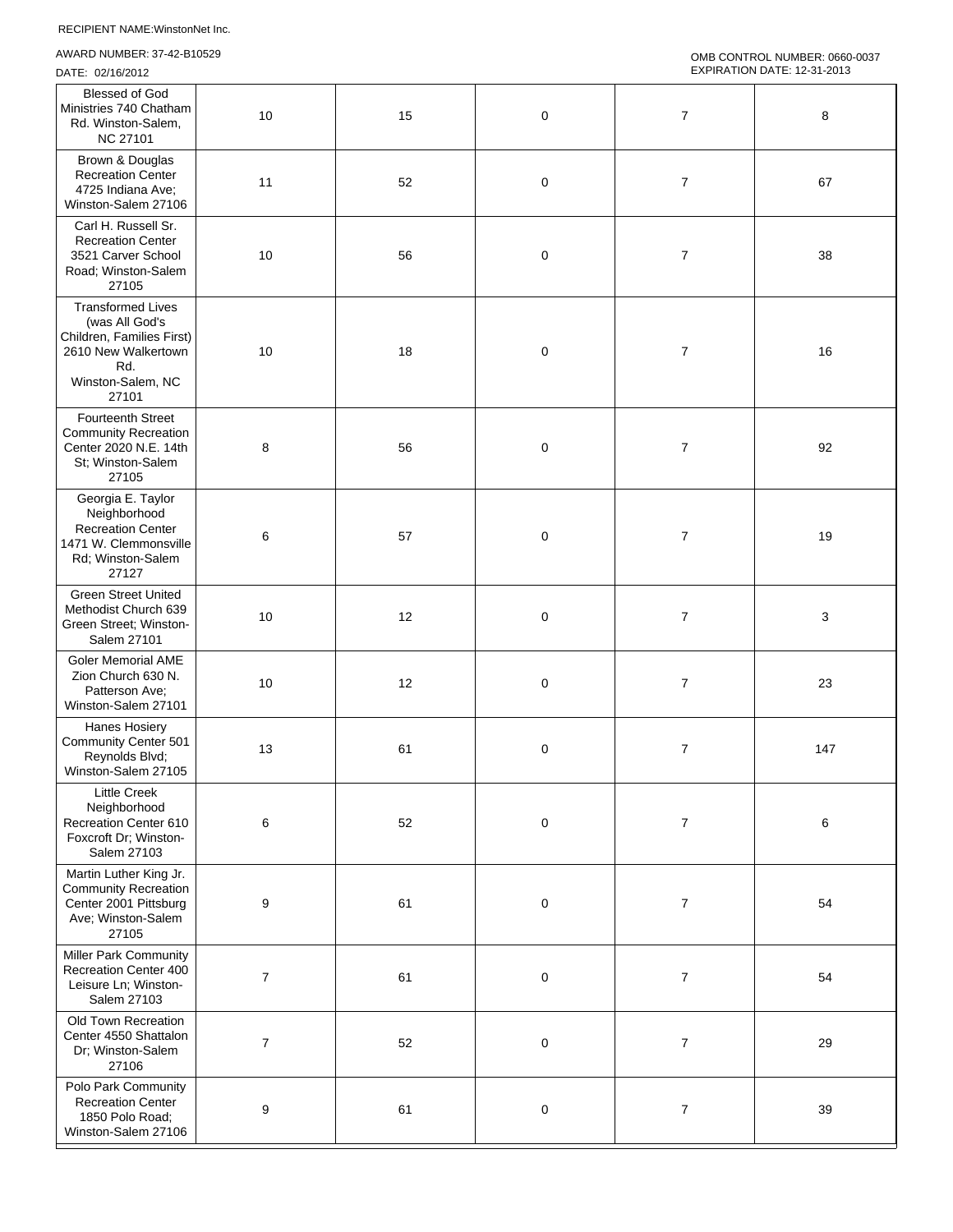RECIPIENT NAME:WinstonNet Inc.

AWARD NUMBER: 37-42-B10529

DATE: 02/16/2012

OMB CONTROL NUMBER: 0660-0037
EXPIRATION DATE: 12-31-2013

| | | | | | |
|---|---|---|---|---|---|
| Blessed of God Ministries 740 Chatham Rd. Winston-Salem, NC 27101 | 10 | 15 | 0 | 7 | 8 |
| Brown & Douglas Recreation Center 4725 Indiana Ave; Winston-Salem 27106 | 11 | 52 | 0 | 7 | 67 |
| Carl H. Russell Sr. Recreation Center 3521 Carver School Road; Winston-Salem 27105 | 10 | 56 | 0 | 7 | 38 |
| Transformed Lives (was All God's Children, Families First) 2610 New Walkertown Rd. Winston-Salem, NC 27101 | 10 | 18 | 0 | 7 | 16 |
| Fourteenth Street Community Recreation Center 2020 N.E. 14th St; Winston-Salem 27105 | 8 | 56 | 0 | 7 | 92 |
| Georgia E. Taylor Neighborhood Recreation Center 1471 W. Clemmonsville Rd; Winston-Salem 27127 | 6 | 57 | 0 | 7 | 19 |
| Green Street United Methodist Church 639 Green Street; Winston-Salem 27101 | 10 | 12 | 0 | 7 | 3 |
| Goler Memorial AME Zion Church 630 N. Patterson Ave; Winston-Salem 27101 | 10 | 12 | 0 | 7 | 23 |
| Hanes Hosiery Community Center 501 Reynolds Blvd; Winston-Salem 27105 | 13 | 61 | 0 | 7 | 147 |
| Little Creek Neighborhood Recreation Center 610 Foxcroft Dr; Winston-Salem 27103 | 6 | 52 | 0 | 7 | 6 |
| Martin Luther King Jr. Community Recreation Center 2001 Pittsburg Ave; Winston-Salem 27105 | 9 | 61 | 0 | 7 | 54 |
| Miller Park Community Recreation Center 400 Leisure Ln; Winston-Salem 27103 | 7 | 61 | 0 | 7 | 54 |
| Old Town Recreation Center 4550 Shattalon Dr; Winston-Salem 27106 | 7 | 52 | 0 | 7 | 29 |
| Polo Park Community Recreation Center 1850 Polo Road; Winston-Salem 27106 | 9 | 61 | 0 | 7 | 39 |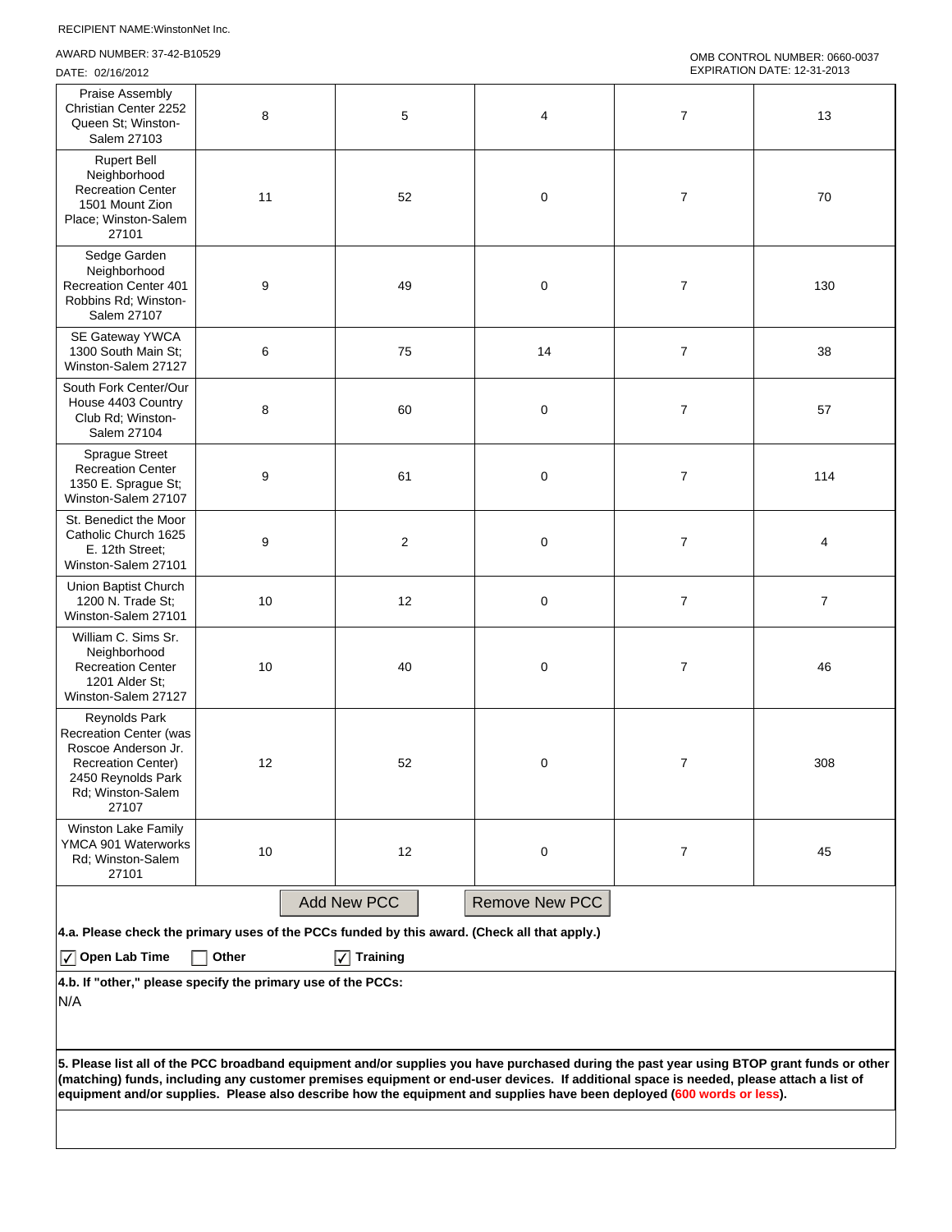RECIPIENT NAME:WinstonNet Inc.

AWARD NUMBER: 37-42-B10529

DATE: 02/16/2012

OMB CONTROL NUMBER: 0660-0037
EXPIRATION DATE: 12-31-2013

| | | | | | |
|---|---|---|---|---|---|
| Praise Assembly Christian Center 2252 Queen St; Winston-Salem 27103 | 8 | 5 | 4 | 7 | 13 |
| Rupert Bell Neighborhood Recreation Center 1501 Mount Zion Place; Winston-Salem 27101 | 11 | 52 | 0 | 7 | 70 |
| Sedge Garden Neighborhood Recreation Center 401 Robbins Rd; Winston-Salem 27107 | 9 | 49 | 0 | 7 | 130 |
| SE Gateway YWCA 1300 South Main St; Winston-Salem 27127 | 6 | 75 | 14 | 7 | 38 |
| South Fork Center/Our House 4403 Country Club Rd; Winston-Salem 27104 | 8 | 60 | 0 | 7 | 57 |
| Sprague Street Recreation Center 1350 E. Sprague St; Winston-Salem 27107 | 9 | 61 | 0 | 7 | 114 |
| St. Benedict the Moor Catholic Church 1625 E. 12th Street; Winston-Salem 27101 | 9 | 2 | 0 | 7 | 4 |
| Union Baptist Church 1200 N. Trade St; Winston-Salem 27101 | 10 | 12 | 0 | 7 | 7 |
| William C. Sims Sr. Neighborhood Recreation Center 1201 Alder St; Winston-Salem 27127 | 10 | 40 | 0 | 7 | 46 |
| Reynolds Park Recreation Center (was Roscoe Anderson Jr. Recreation Center) 2450 Reynolds Park Rd; Winston-Salem 27107 | 12 | 52 | 0 | 7 | 308 |
| Winston Lake Family YMCA 901 Waterworks Rd; Winston-Salem 27101 | 10 | 12 | 0 | 7 | 45 |

Add New PCC | Remove New PCC

**4.a. Please check the primary uses of the PCCs funded by this award. (Check all that apply.)**

☑ **Open Lab Time** ☐ **Other** ☑ **Training**

**4.b. If "other," please specify the primary use of the PCCs:**

N/A

**5. Please list all of the PCC broadband equipment and/or supplies you have purchased during the past year using BTOP grant funds or other (matching) funds, including any customer premises equipment or end-user devices. If additional space is needed, please attach a list of equipment and/or supplies. Please also describe how the equipment and supplies have been deployed (600 words or less).**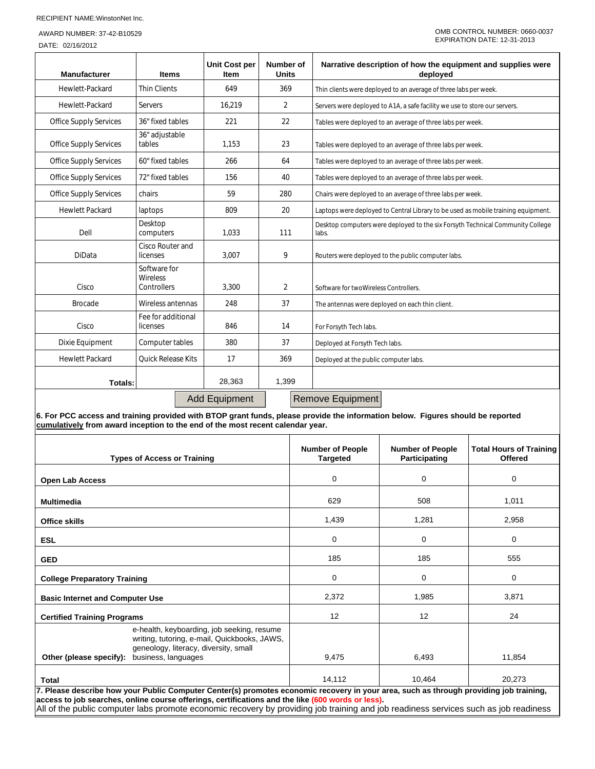RECIPIENT NAME:WinstonNet Inc.

AWARD NUMBER: 37-42-B10529

DATE: 02/16/2012

OMB CONTROL NUMBER: 0660-0037
EXPIRATION DATE: 12-31-2013

| Manufacturer | Items | Unit Cost per Item | Number of Units | Narrative description of how the equipment and supplies were deployed |
|---|---|---|---|---|
| Hewlett-Packard | Thin Clients | 649 | 369 | Thin clients were deployed to an average of three labs per week. |
| Hewlett-Packard | Servers | 16,219 | 2 | Servers were deployed to A1A, a safe facility we use to store our servers. |
| Office Supply Services | 36" fixed tables | 221 | 22 | Tables were deployed to an average of three labs per week. |
| Office Supply Services | 36" adjustable tables | 1,153 | 23 | Tables were deployed to an average of three labs per week. |
| Office Supply Services | 60" fixed tables | 266 | 64 | Tables were deployed to an average of three labs per week. |
| Office Supply Services | 72" fixed tables | 156 | 40 | Tables were deployed to an average of three labs per week. |
| Office Supply Services | chairs | 59 | 280 | Chairs were deployed to an average of three labs per week. |
| Hewlett Packard | laptops | 809 | 20 | Laptops were deployed to Central Library to be used as mobile training equipment. |
| Dell | Desktop computers | 1,033 | 111 | Desktop computers were deployed to the six Forsyth Technical Community College labs. |
| DiData | Cisco Router and licenses | 3,007 | 9 | Routers were deployed to the public computer labs. |
| Cisco | Software for Wireless Controllers | 3,300 | 2 | Software for twoWireless Controllers. |
| Brocade | Wireless antennas | 248 | 37 | The antennas were deployed on each thin client. |
| Cisco | Fee for additional licenses | 846 | 14 | For Forsyth Tech labs. |
| Dixie Equipment | Computer tables | 380 | 37 | Deployed at Forsyth Tech labs. |
| Hewlett Packard | Quick Release Kits | 17 | 369 | Deployed at the public computer labs. |
| **Totals:** | | 28,363 | 1,399 | |

Add Equipment    Remove Equipment

**6. For PCC access and training provided with BTOP grant funds, please provide the information below. Figures should be reported cumulatively from award inception to the end of the most recent calendar year.**

| Types of Access or Training | | Number of People Targeted | Number of People Participating | Total Hours of Training Offered |
|---|---|---|---|---|
| **Open Lab Access** | | 0 | 0 | 0 |
| **Multimedia** | | 629 | 508 | 1,011 |
| **Office skills** | | 1,439 | 1,281 | 2,958 |
| **ESL** | | 0 | 0 | 0 |
| **GED** | | 185 | 185 | 555 |
| **College Preparatory Training** | | 0 | 0 | 0 |
| **Basic Internet and Computer Use** | | 2,372 | 1,985 | 3,871 |
| **Certified Training Programs** | | 12 | 12 | 24 |
| **Other (please specify):** | e-health, keyboarding, job seeking, resume writing, tutoring, e-mail, Quickbooks, JAWS, geneology, literacy, diversity, small business, languages | 9,475 | 6,493 | 11,854 |
| **Total** | | 14,112 | 10,464 | 20,273 |

**7. Please describe how your Public Computer Center(s) promotes economic recovery in your area, such as through providing job training, access to job searches, online course offerings, certifications and the like (600 words or less).**

All of the public computer labs promote economic recovery by providing job training and job readiness services such as job readiness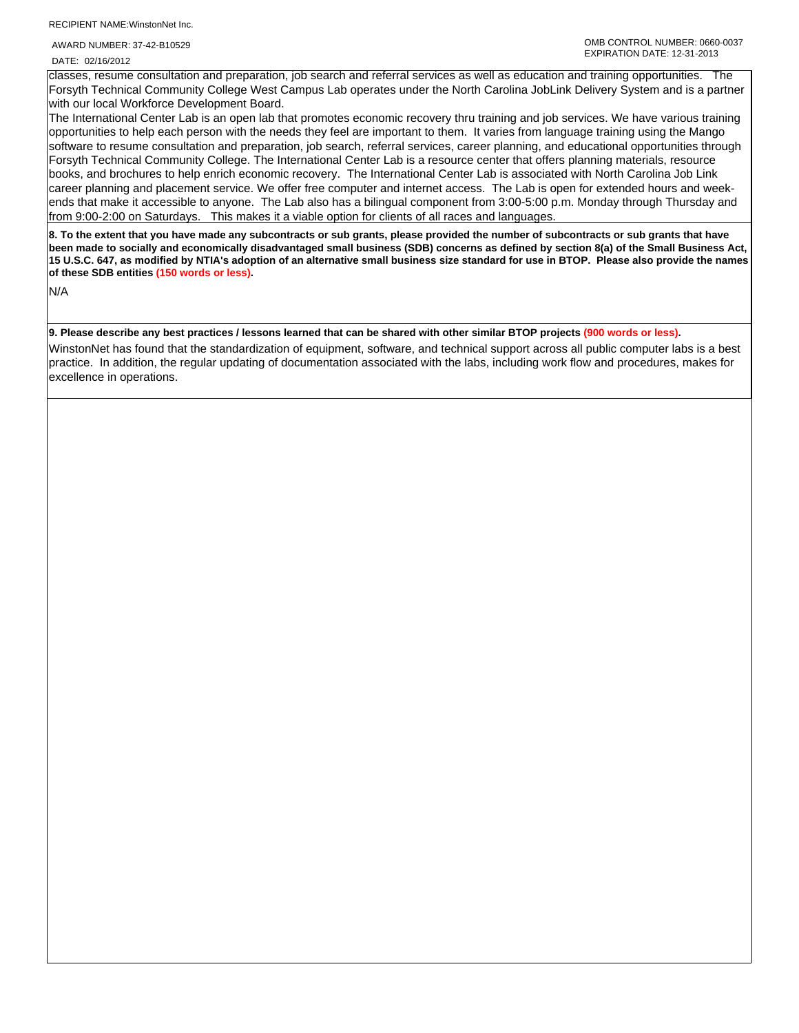classes, resume consultation and preparation, job search and referral services as well as education and training opportunities. The Forsyth Technical Community College West Campus Lab operates under the North Carolina JobLink Delivery System and is a partner with our local Workforce Development Board.

The International Center Lab is an open lab that promotes economic recovery thru training and job services. We have various training opportunities to help each person with the needs they feel are important to them. It varies from language training using the Mango software to resume consultation and preparation, job search, referral services, career planning, and educational opportunities through Forsyth Technical Community College. The International Center Lab is a resource center that offers planning materials, resource books, and brochures to help enrich economic recovery. The International Center Lab is associated with North Carolina Job Link career planning and placement service. We offer free computer and internet access. The Lab is open for extended hours and week-ends that make it accessible to anyone. The Lab also has a bilingual component from 3:00-5:00 p.m. Monday through Thursday and from 9:00-2:00 on Saturdays. This makes it a viable option for clients of all races and languages.

**8. To the extent that you have made any subcontracts or sub grants, please provided the number of subcontracts or sub grants that have been made to socially and economically disadvantaged small business (SDB) concerns as defined by section 8(a) of the Small Business Act, 15 U.S.C. 647, as modified by NTIA's adoption of an alternative small business size standard for use in BTOP. Please also provide the names of these SDB entities (150 words or less).**

N/A

**9. Please describe any best practices / lessons learned that can be shared with other similar BTOP projects (900 words or less).**

WinstonNet has found that the standardization of equipment, software, and technical support across all public computer labs is a best practice. In addition, the regular updating of documentation associated with the labs, including work flow and procedures, makes for excellence in operations.